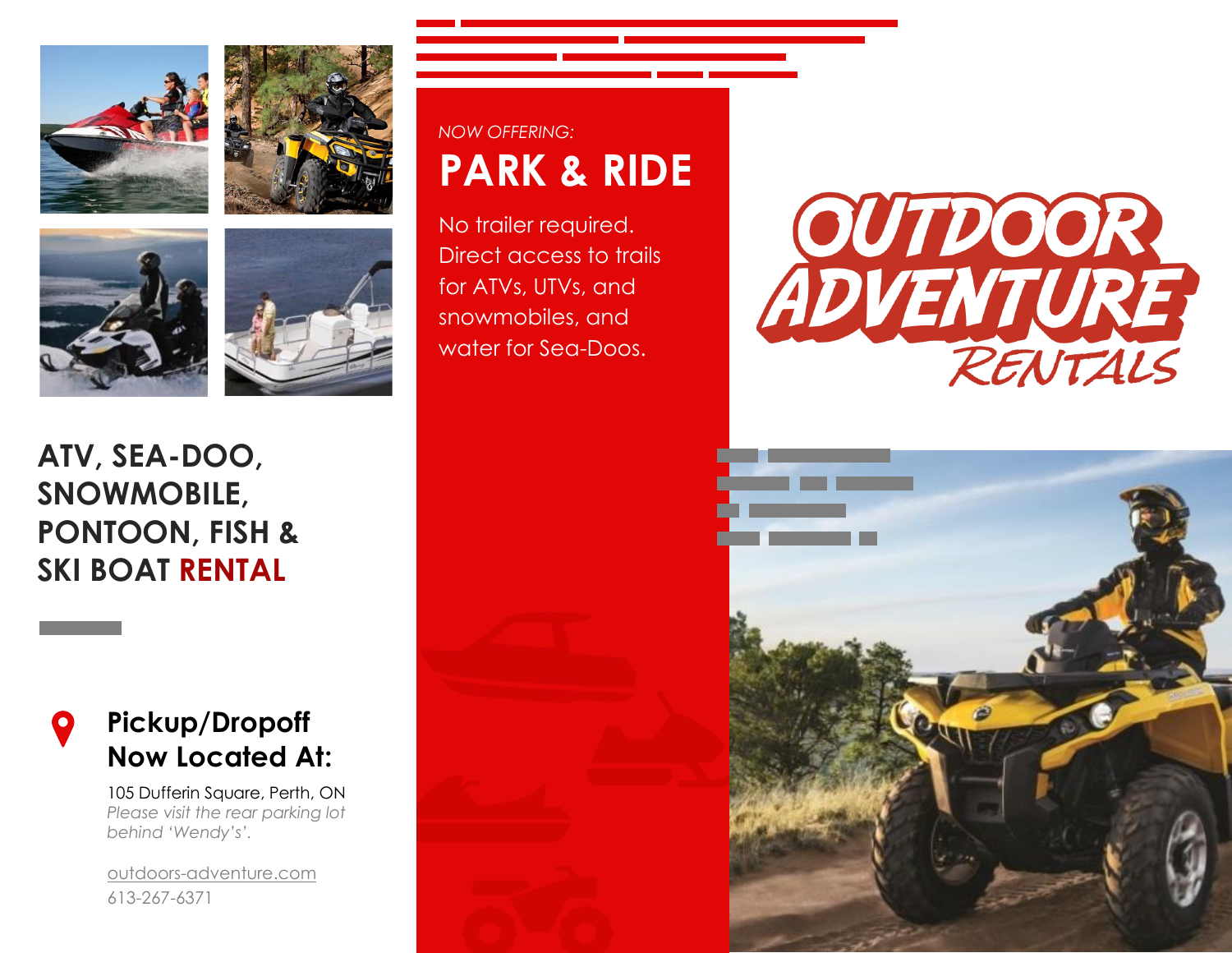NOW OFFERING:

# PARK & RIDE

No trailer required. Direct access to trails for ATVs, UTVs, and snowmobiles, and water for Sea-Doos.

# OUTDOOR ADVENTURE RENTALS

## ATV, SEA-DOO, SNOWMOBILE, PONTOON, FISH & SKI BOAT RENTAL

### Pickup/Dropoff Now Located At:

105 Dufferin Square, Perth, ON

*Please visit the rear parking lot behind 'Wendy's'.*

outdoors-adventure.com

613-267-6371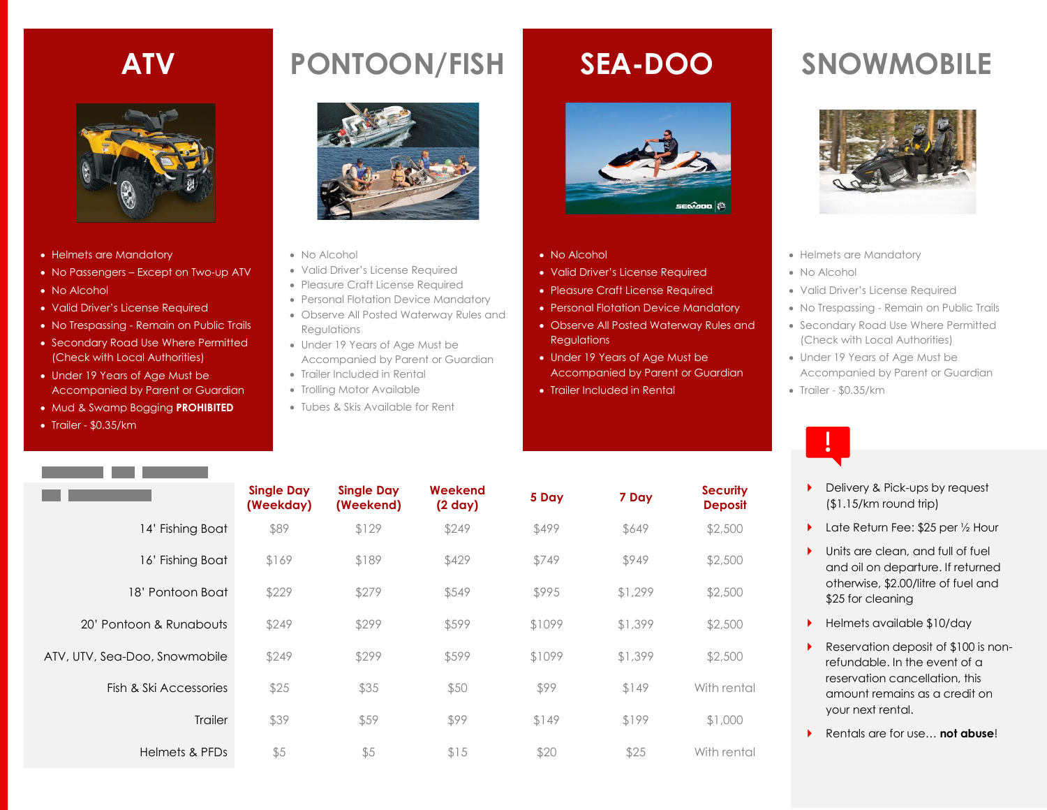# ATV

- Helmets are Mandatory
- No Passengers – Except on Two-up ATV
- No Alcohol
- Valid Driver's License Required
- No Trespassing - Remain on Public Trails
- Secondary Road Use Where Permitted (Check with Local Authorities)
- Under 19 Years of Age Must be Accompanied by Parent or Guardian
- Mud & Swamp Bogging **PROHIBITED**
- Trailer - $0.35/km

# PONTOON/FISH

- No Alcohol
- Valid Driver's License Required
- Pleasure Craft License Required
- Personal Flotation Device Mandatory
- Observe All Posted Waterway Rules and Regulations
- Under 19 Years of Age Must be Accompanied by Parent or Guardian
- Trailer Included in Rental
- Trolling Motor Available
- Tubes & Skis Available for Rent

# SEA-DOO

- No Alcohol
- Valid Driver's License Required
- Pleasure Craft License Required
- Personal Flotation Device Mandatory
- Observe All Posted Waterway Rules and Regulations
- Under 19 Years of Age Must be Accompanied by Parent or Guardian
- Trailer Included in Rental

# SNOWMOBILE

- Helmets are Mandatory
- No Alcohol
- Valid Driver's License Required
- No Trespassing - Remain on Public Trails
- Secondary Road Use Where Permitted (Check with Local Authorities)
- Under 19 Years of Age Must be Accompanied by Parent or Guardian
- Trailer - $0.35/km

| | Single Day (Weekday) | Single Day (Weekend) | Weekend (2 day) | 5 Day | 7 Day | Security Deposit |
|---|---|---|---|---|---|---|
| 14' Fishing Boat | $89 | $129 | $249 | $499 | $649 | $2,500 |
| 16' Fishing Boat | $169 | $189 | $429 | $749 | $949 | $2,500 |
| 18' Pontoon Boat | $229 | $279 | $549 | $995 | $1,299 | $2,500 |
| 20' Pontoon & Runabouts | $249 | $299 | $599 | $1099 | $1,399 | $2,500 |
| ATV, UTV, Sea-Doo, Snowmobile | $249 | $299 | $599 | $1099 | $1,399 | $2,500 |
| Fish & Ski Accessories | $25 | $35 | $50 | $99 | $149 | With rental |
| Trailer | $39 | $59 | $99 | $149 | $199 | $1,000 |
| Helmets & PFDs | $5 | $5 | $15 | $20 | $25 | With rental |

!

- Delivery & Pick-ups by request ($1.15/km round trip)
- Late Return Fee: $25 per ½ Hour
- Units are clean, and full of fuel and oil on departure. If returned otherwise, $2.00/litre of fuel and $25 for cleaning
- Helmets available $10/day
- Reservation deposit of $100 is non-refundable. In the event of a reservation cancellation, this amount remains as a credit on your next rental.
- Rentals are for use… **not abuse**!